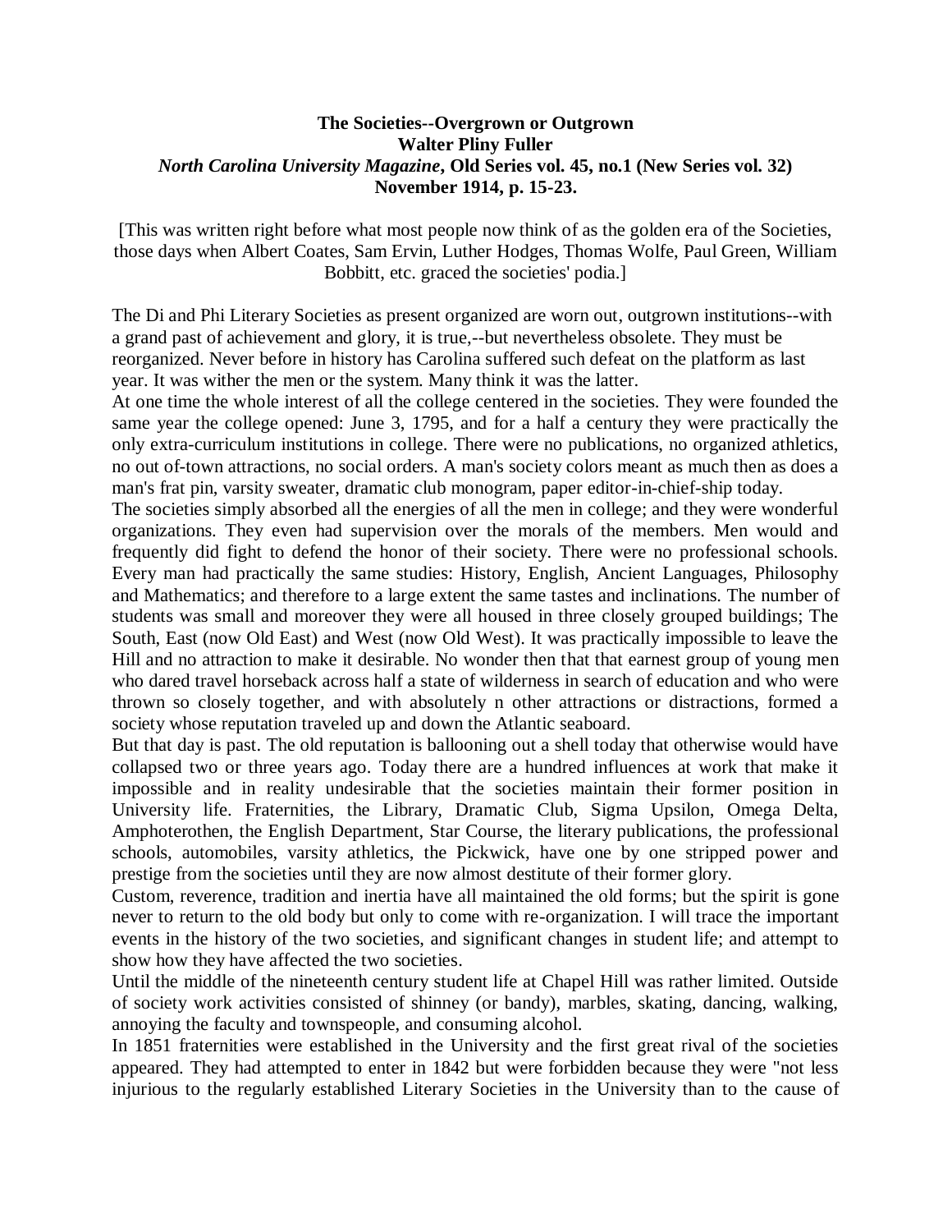**The Societies--Overgrown or Outgrown**
**Walter Pliny Fuller**
***North Carolina University Magazine*, Old Series vol. 45, no.1 (New Series vol. 32)**
**November 1914, p. 15-23.**

[This was written right before what most people now think of as the golden era of the Societies, those days when Albert Coates, Sam Ervin, Luther Hodges, Thomas Wolfe, Paul Green, William Bobbitt, etc. graced the societies' podia.]

The Di and Phi Literary Societies as present organized are worn out, outgrown institutions--with a grand past of achievement and glory, it is true,--but nevertheless obsolete. They must be reorganized. Never before in history has Carolina suffered such defeat on the platform as last year. It was wither the men or the system. Many think it was the latter.

At one time the whole interest of all the college centered in the societies. They were founded the same year the college opened: June 3, 1795, and for a half a century they were practically the only extra-curriculum institutions in college. There were no publications, no organized athletics, no out of-town attractions, no social orders. A man's society colors meant as much then as does a man's frat pin, varsity sweater, dramatic club monogram, paper editor-in-chief-ship today.

The societies simply absorbed all the energies of all the men in college; and they were wonderful organizations. They even had supervision over the morals of the members. Men would and frequently did fight to defend the honor of their society. There were no professional schools. Every man had practically the same studies: History, English, Ancient Languages, Philosophy and Mathematics; and therefore to a large extent the same tastes and inclinations. The number of students was small and moreover they were all housed in three closely grouped buildings; The South, East (now Old East) and West (now Old West). It was practically impossible to leave the Hill and no attraction to make it desirable. No wonder then that that earnest group of young men who dared travel horseback across half a state of wilderness in search of education and who were thrown so closely together, and with absolutely n other attractions or distractions, formed a society whose reputation traveled up and down the Atlantic seaboard.

But that day is past. The old reputation is ballooning out a shell today that otherwise would have collapsed two or three years ago. Today there are a hundred influences at work that make it impossible and in reality undesirable that the societies maintain their former position in University life. Fraternities, the Library, Dramatic Club, Sigma Upsilon, Omega Delta, Amphoterothen, the English Department, Star Course, the literary publications, the professional schools, automobiles, varsity athletics, the Pickwick, have one by one stripped power and prestige from the societies until they are now almost destitute of their former glory.

Custom, reverence, tradition and inertia have all maintained the old forms; but the spirit is gone never to return to the old body but only to come with re-organization. I will trace the important events in the history of the two societies, and significant changes in student life; and attempt to show how they have affected the two societies.

Until the middle of the nineteenth century student life at Chapel Hill was rather limited. Outside of society work activities consisted of shinney (or bandy), marbles, skating, dancing, walking, annoying the faculty and townspeople, and consuming alcohol.

In 1851 fraternities were established in the University and the first great rival of the societies appeared. They had attempted to enter in 1842 but were forbidden because they were "not less injurious to the regularly established Literary Societies in the University than to the cause of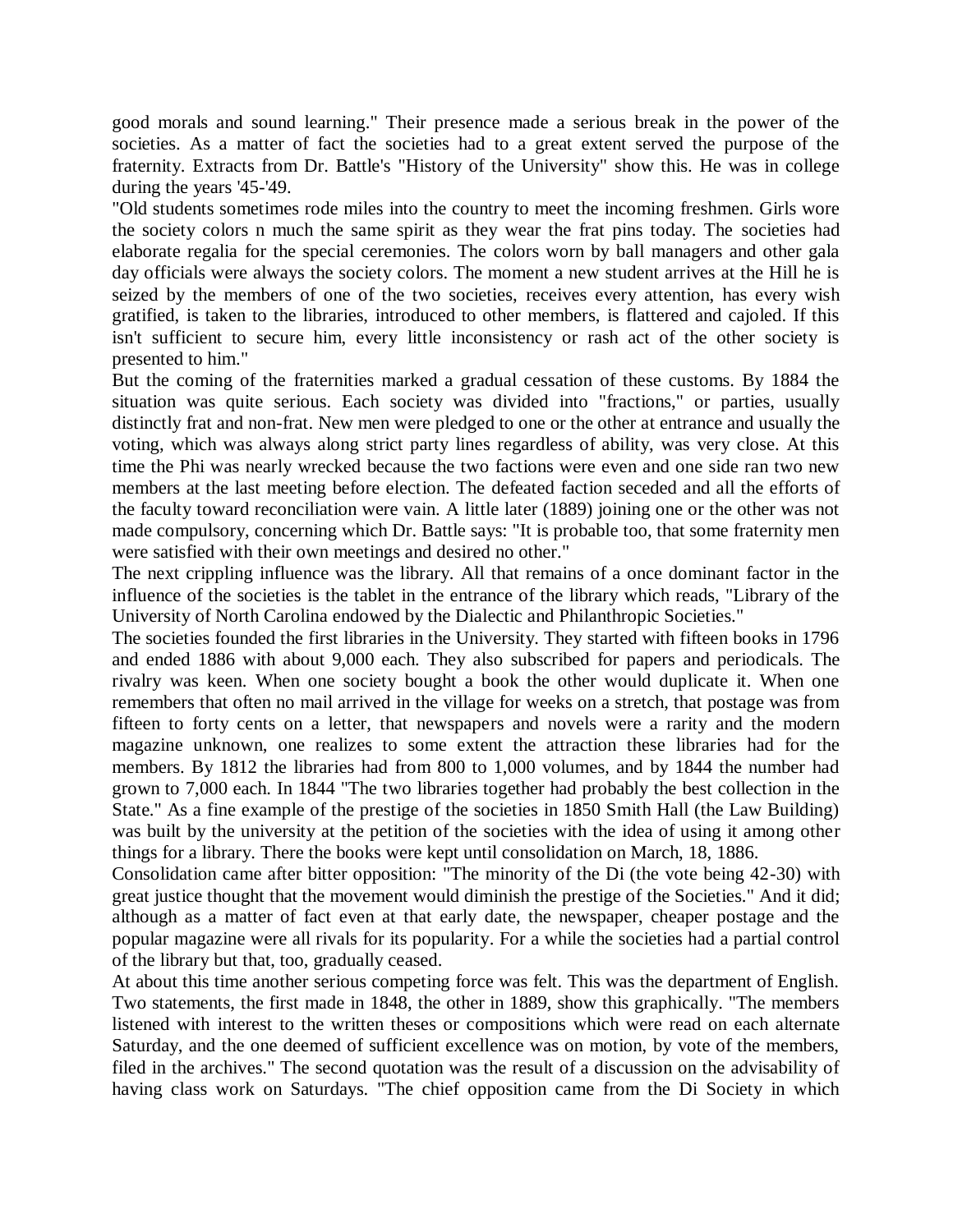good morals and sound learning." Their presence made a serious break in the power of the societies. As a matter of fact the societies had to a great extent served the purpose of the fraternity. Extracts from Dr. Battle's "History of the University" show this. He was in college during the years '45-'49.

"Old students sometimes rode miles into the country to meet the incoming freshmen. Girls wore the society colors n much the same spirit as they wear the frat pins today. The societies had elaborate regalia for the special ceremonies. The colors worn by ball managers and other gala day officials were always the society colors. The moment a new student arrives at the Hill he is seized by the members of one of the two societies, receives every attention, has every wish gratified, is taken to the libraries, introduced to other members, is flattered and cajoled. If this isn't sufficient to secure him, every little inconsistency or rash act of the other society is presented to him."

But the coming of the fraternities marked a gradual cessation of these customs. By 1884 the situation was quite serious. Each society was divided into "fractions," or parties, usually distinctly frat and non-frat. New men were pledged to one or the other at entrance and usually the voting, which was always along strict party lines regardless of ability, was very close. At this time the Phi was nearly wrecked because the two factions were even and one side ran two new members at the last meeting before election. The defeated faction seceded and all the efforts of the faculty toward reconciliation were vain. A little later (1889) joining one or the other was not made compulsory, concerning which Dr. Battle says: "It is probable too, that some fraternity men were satisfied with their own meetings and desired no other."

The next crippling influence was the library. All that remains of a once dominant factor in the influence of the societies is the tablet in the entrance of the library which reads, "Library of the University of North Carolina endowed by the Dialectic and Philanthropic Societies."

The societies founded the first libraries in the University. They started with fifteen books in 1796 and ended 1886 with about 9,000 each. They also subscribed for papers and periodicals. The rivalry was keen. When one society bought a book the other would duplicate it. When one remembers that often no mail arrived in the village for weeks on a stretch, that postage was from fifteen to forty cents on a letter, that newspapers and novels were a rarity and the modern magazine unknown, one realizes to some extent the attraction these libraries had for the members. By 1812 the libraries had from 800 to 1,000 volumes, and by 1844 the number had grown to 7,000 each. In 1844 "The two libraries together had probably the best collection in the State." As a fine example of the prestige of the societies in 1850 Smith Hall (the Law Building) was built by the university at the petition of the societies with the idea of using it among other things for a library. There the books were kept until consolidation on March, 18, 1886.

Consolidation came after bitter opposition: "The minority of the Di (the vote being 42-30) with great justice thought that the movement would diminish the prestige of the Societies." And it did; although as a matter of fact even at that early date, the newspaper, cheaper postage and the popular magazine were all rivals for its popularity. For a while the societies had a partial control of the library but that, too, gradually ceased.

At about this time another serious competing force was felt. This was the department of English. Two statements, the first made in 1848, the other in 1889, show this graphically. "The members listened with interest to the written theses or compositions which were read on each alternate Saturday, and the one deemed of sufficient excellence was on motion, by vote of the members, filed in the archives." The second quotation was the result of a discussion on the advisability of having class work on Saturdays. "The chief opposition came from the Di Society in which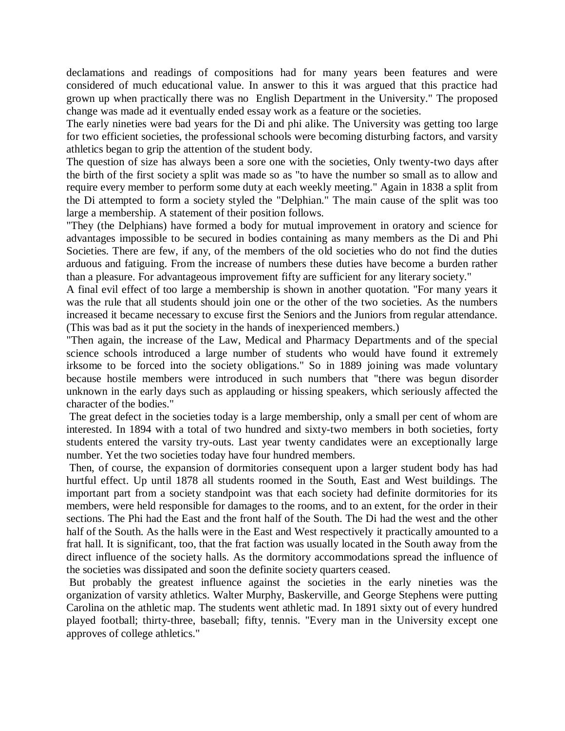declamations and readings of compositions had for many years been features and were considered of much educational value. In answer to this it was argued that this practice had grown up when practically there was no English Department in the University." The proposed change was made ad it eventually ended essay work as a feature or the societies.

The early nineties were bad years for the Di and phi alike. The University was getting too large for two efficient societies, the professional schools were becoming disturbing factors, and varsity athletics began to grip the attention of the student body.

The question of size has always been a sore one with the societies, Only twenty-two days after the birth of the first society a split was made so as "to have the number so small as to allow and require every member to perform some duty at each weekly meeting." Again in 1838 a split from the Di attempted to form a society styled the "Delphian." The main cause of the split was too large a membership. A statement of their position follows.

"They (the Delphians) have formed a body for mutual improvement in oratory and science for advantages impossible to be secured in bodies containing as many members as the Di and Phi Societies. There are few, if any, of the members of the old societies who do not find the duties arduous and fatiguing. From the increase of numbers these duties have become a burden rather than a pleasure. For advantageous improvement fifty are sufficient for any literary society."

A final evil effect of too large a membership is shown in another quotation. "For many years it was the rule that all students should join one or the other of the two societies. As the numbers increased it became necessary to excuse first the Seniors and the Juniors from regular attendance. (This was bad as it put the society in the hands of inexperienced members.)

"Then again, the increase of the Law, Medical and Pharmacy Departments and of the special science schools introduced a large number of students who would have found it extremely irksome to be forced into the society obligations." So in 1889 joining was made voluntary because hostile members were introduced in such numbers that "there was begun disorder unknown in the early days such as applauding or hissing speakers, which seriously affected the character of the bodies."

The great defect in the societies today is a large membership, only a small per cent of whom are interested. In 1894 with a total of two hundred and sixty-two members in both societies, forty students entered the varsity try-outs. Last year twenty candidates were an exceptionally large number. Yet the two societies today have four hundred members.

Then, of course, the expansion of dormitories consequent upon a larger student body has had hurtful effect. Up until 1878 all students roomed in the South, East and West buildings. The important part from a society standpoint was that each society had definite dormitories for its members, were held responsible for damages to the rooms, and to an extent, for the order in their sections. The Phi had the East and the front half of the South. The Di had the west and the other half of the South. As the halls were in the East and West respectively it practically amounted to a frat hall. It is significant, too, that the frat faction was usually located in the South away from the direct influence of the society halls. As the dormitory accommodations spread the influence of the societies was dissipated and soon the definite society quarters ceased.

But probably the greatest influence against the societies in the early nineties was the organization of varsity athletics. Walter Murphy, Baskerville, and George Stephens were putting Carolina on the athletic map. The students went athletic mad. In 1891 sixty out of every hundred played football; thirty-three, baseball; fifty, tennis. "Every man in the University except one approves of college athletics."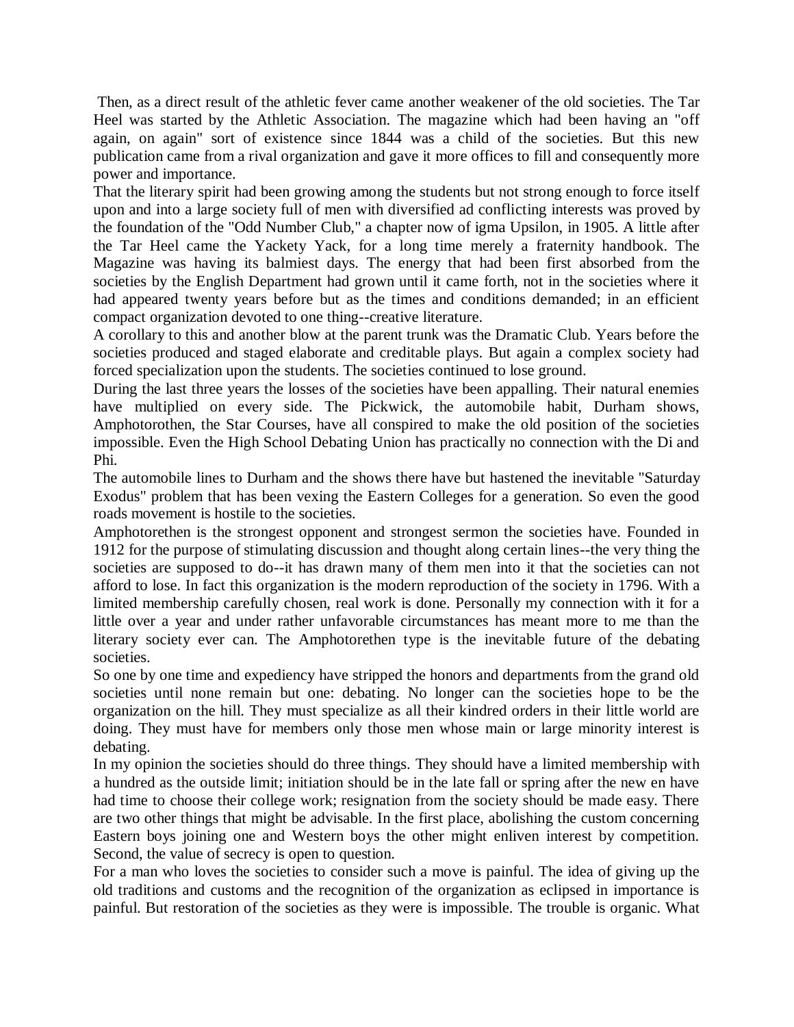Then, as a direct result of the athletic fever came another weakener of the old societies. The Tar Heel was started by the Athletic Association. The magazine which had been having an "off again, on again" sort of existence since 1844 was a child of the societies. But this new publication came from a rival organization and gave it more offices to fill and consequently more power and importance.

That the literary spirit had been growing among the students but not strong enough to force itself upon and into a large society full of men with diversified ad conflicting interests was proved by the foundation of the "Odd Number Club," a chapter now of igma Upsilon, in 1905. A little after the Tar Heel came the Yackety Yack, for a long time merely a fraternity handbook. The Magazine was having its balmiest days. The energy that had been first absorbed from the societies by the English Department had grown until it came forth, not in the societies where it had appeared twenty years before but as the times and conditions demanded; in an efficient compact organization devoted to one thing--creative literature.

A corollary to this and another blow at the parent trunk was the Dramatic Club. Years before the societies produced and staged elaborate and creditable plays. But again a complex society had forced specialization upon the students. The societies continued to lose ground.

During the last three years the losses of the societies have been appalling. Their natural enemies have multiplied on every side. The Pickwick, the automobile habit, Durham shows, Amphotorothen, the Star Courses, have all conspired to make the old position of the societies impossible. Even the High School Debating Union has practically no connection with the Di and Phi.

The automobile lines to Durham and the shows there have but hastened the inevitable "Saturday Exodus" problem that has been vexing the Eastern Colleges for a generation. So even the good roads movement is hostile to the societies.

Amphotorethen is the strongest opponent and strongest sermon the societies have. Founded in 1912 for the purpose of stimulating discussion and thought along certain lines--the very thing the societies are supposed to do--it has drawn many of them men into it that the societies can not afford to lose. In fact this organization is the modern reproduction of the society in 1796. With a limited membership carefully chosen, real work is done. Personally my connection with it for a little over a year and under rather unfavorable circumstances has meant more to me than the literary society ever can. The Amphotorethen type is the inevitable future of the debating societies.

So one by one time and expediency have stripped the honors and departments from the grand old societies until none remain but one: debating. No longer can the societies hope to be the organization on the hill. They must specialize as all their kindred orders in their little world are doing. They must have for members only those men whose main or large minority interest is debating.

In my opinion the societies should do three things. They should have a limited membership with a hundred as the outside limit; initiation should be in the late fall or spring after the new en have had time to choose their college work; resignation from the society should be made easy. There are two other things that might be advisable. In the first place, abolishing the custom concerning Eastern boys joining one and Western boys the other might enliven interest by competition. Second, the value of secrecy is open to question.

For a man who loves the societies to consider such a move is painful. The idea of giving up the old traditions and customs and the recognition of the organization as eclipsed in importance is painful. But restoration of the societies as they were is impossible. The trouble is organic. What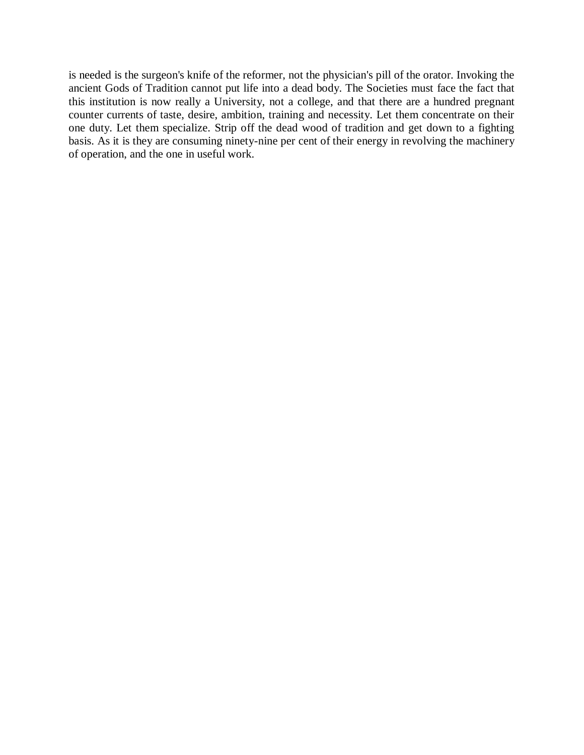is needed is the surgeon's knife of the reformer, not the physician's pill of the orator. Invoking the ancient Gods of Tradition cannot put life into a dead body. The Societies must face the fact that this institution is now really a University, not a college, and that there are a hundred pregnant counter currents of taste, desire, ambition, training and necessity. Let them concentrate on their one duty. Let them specialize. Strip off the dead wood of tradition and get down to a fighting basis. As it is they are consuming ninety-nine per cent of their energy in revolving the machinery of operation, and the one in useful work.